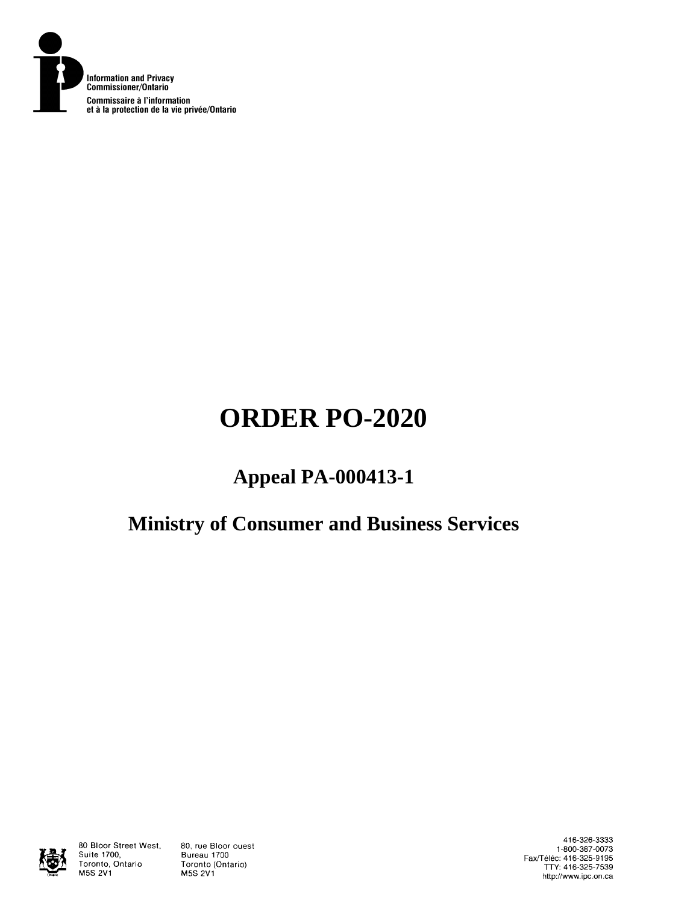Information and Privacy Commissioner/Ontario

Commissaire à l'information et à la protection de la vie privée/Ontario

# ORDER PO-2020

## Appeal PA-000413-1

## Ministry of Consumer and Business Services

80 Bloor Street West, Suite 1700, Toronto, Ontario M5S 2V1

80, rue Bloor ouest Bureau 1700 Toronto (Ontario) M5S 2V1

416-326-3333
1-800-387-0073
Fax/Téléc: 416-325-9195
TTY: 416-325-7539
http://www.ipc.on.ca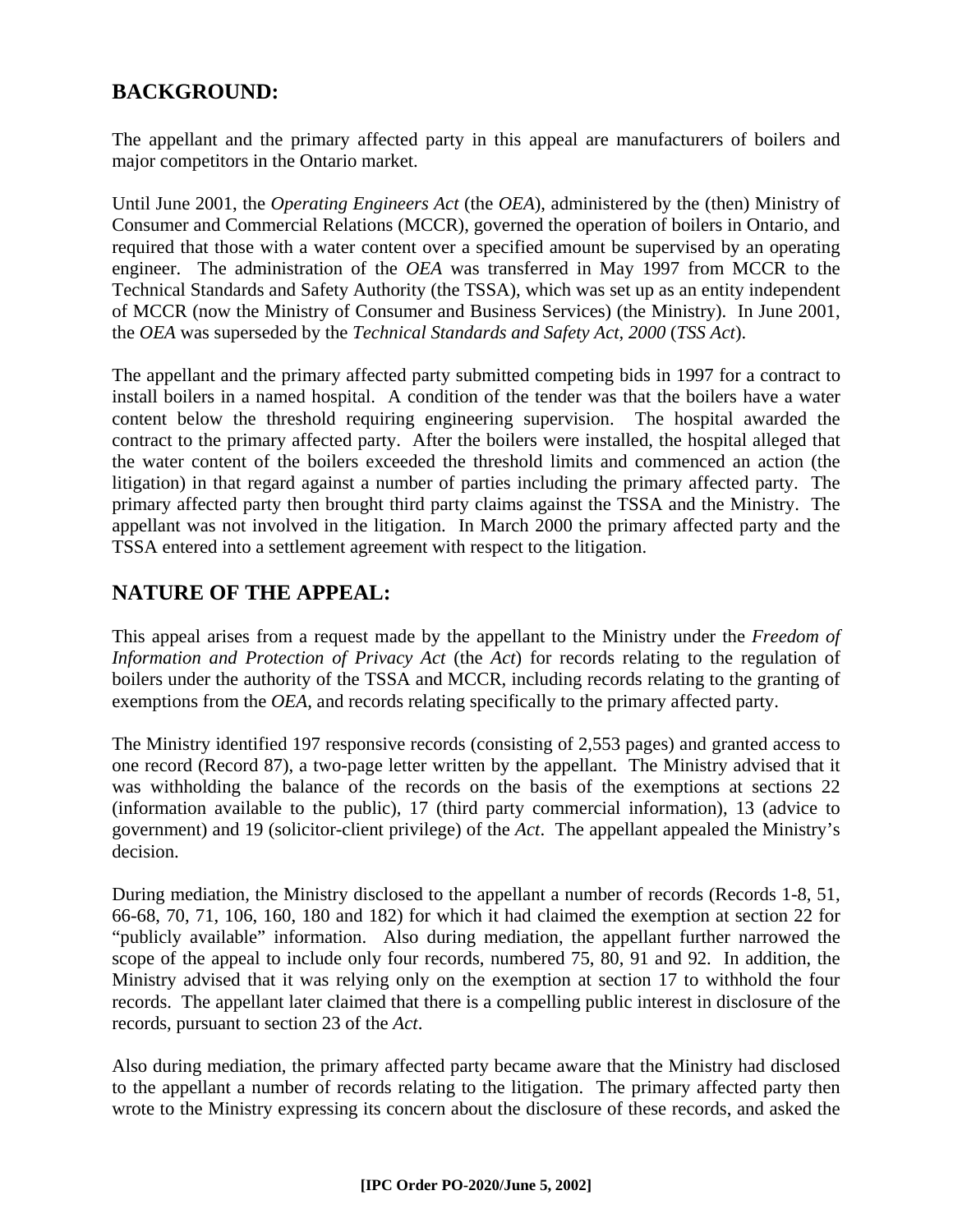## BACKGROUND:

The appellant and the primary affected party in this appeal are manufacturers of boilers and major competitors in the Ontario market.

Until June 2001, the *Operating Engineers Act* (the *OEA*), administered by the (then) Ministry of Consumer and Commercial Relations (MCCR), governed the operation of boilers in Ontario, and required that those with a water content over a specified amount be supervised by an operating engineer. The administration of the *OEA* was transferred in May 1997 from MCCR to the Technical Standards and Safety Authority (the TSSA), which was set up as an entity independent of MCCR (now the Ministry of Consumer and Business Services) (the Ministry). In June 2001, the *OEA* was superseded by the *Technical Standards and Safety Act, 2000* (*TSS Act*).

The appellant and the primary affected party submitted competing bids in 1997 for a contract to install boilers in a named hospital. A condition of the tender was that the boilers have a water content below the threshold requiring engineering supervision. The hospital awarded the contract to the primary affected party. After the boilers were installed, the hospital alleged that the water content of the boilers exceeded the threshold limits and commenced an action (the litigation) in that regard against a number of parties including the primary affected party. The primary affected party then brought third party claims against the TSSA and the Ministry. The appellant was not involved in the litigation. In March 2000 the primary affected party and the TSSA entered into a settlement agreement with respect to the litigation.

## NATURE OF THE APPEAL:

This appeal arises from a request made by the appellant to the Ministry under the *Freedom of Information and Protection of Privacy Act* (the *Act*) for records relating to the regulation of boilers under the authority of the TSSA and MCCR, including records relating to the granting of exemptions from the *OEA*, and records relating specifically to the primary affected party.

The Ministry identified 197 responsive records (consisting of 2,553 pages) and granted access to one record (Record 87), a two-page letter written by the appellant. The Ministry advised that it was withholding the balance of the records on the basis of the exemptions at sections 22 (information available to the public), 17 (third party commercial information), 13 (advice to government) and 19 (solicitor-client privilege) of the *Act*. The appellant appealed the Ministry's decision.

During mediation, the Ministry disclosed to the appellant a number of records (Records 1-8, 51, 66-68, 70, 71, 106, 160, 180 and 182) for which it had claimed the exemption at section 22 for "publicly available" information. Also during mediation, the appellant further narrowed the scope of the appeal to include only four records, numbered 75, 80, 91 and 92. In addition, the Ministry advised that it was relying only on the exemption at section 17 to withhold the four records. The appellant later claimed that there is a compelling public interest in disclosure of the records, pursuant to section 23 of the *Act*.

Also during mediation, the primary affected party became aware that the Ministry had disclosed to the appellant a number of records relating to the litigation. The primary affected party then wrote to the Ministry expressing its concern about the disclosure of these records, and asked the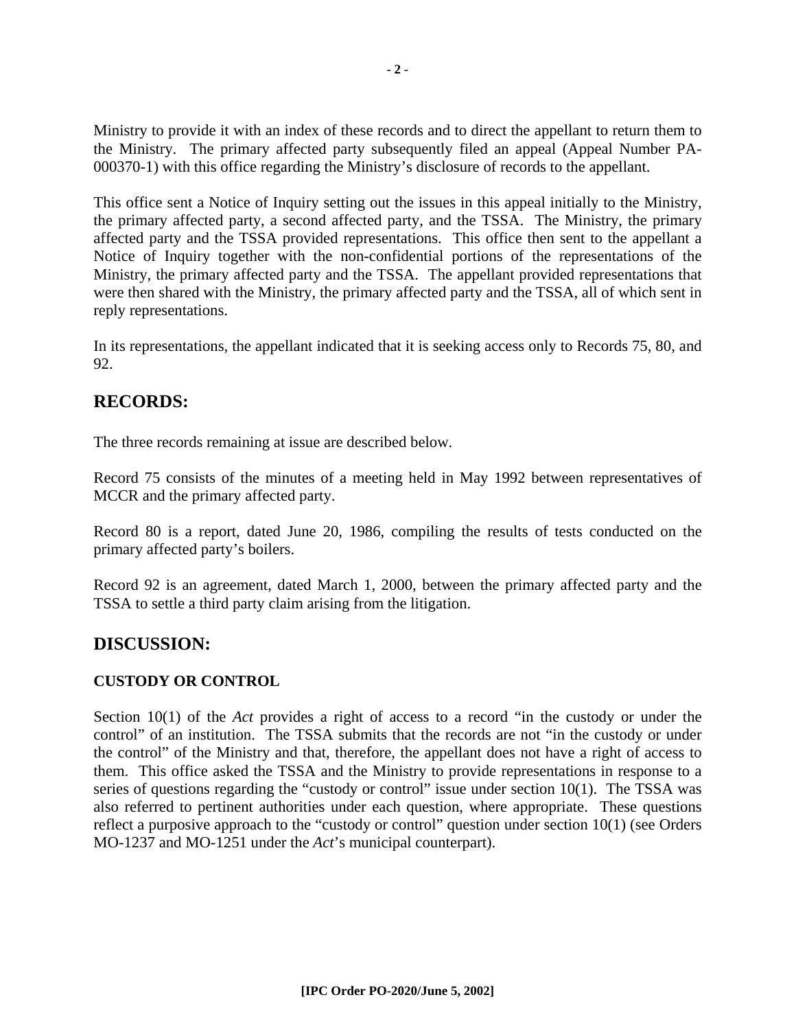Ministry to provide it with an index of these records and to direct the appellant to return them to the Ministry. The primary affected party subsequently filed an appeal (Appeal Number PA-000370-1) with this office regarding the Ministry's disclosure of records to the appellant.

This office sent a Notice of Inquiry setting out the issues in this appeal initially to the Ministry, the primary affected party, a second affected party, and the TSSA. The Ministry, the primary affected party and the TSSA provided representations. This office then sent to the appellant a Notice of Inquiry together with the non-confidential portions of the representations of the Ministry, the primary affected party and the TSSA. The appellant provided representations that were then shared with the Ministry, the primary affected party and the TSSA, all of which sent in reply representations.

In its representations, the appellant indicated that it is seeking access only to Records 75, 80, and 92.

## RECORDS:

The three records remaining at issue are described below.

Record 75 consists of the minutes of a meeting held in May 1992 between representatives of MCCR and the primary affected party.

Record 80 is a report, dated June 20, 1986, compiling the results of tests conducted on the primary affected party's boilers.

Record 92 is an agreement, dated March 1, 2000, between the primary affected party and the TSSA to settle a third party claim arising from the litigation.

## DISCUSSION:

### CUSTODY OR CONTROL

Section 10(1) of the *Act* provides a right of access to a record "in the custody or under the control" of an institution. The TSSA submits that the records are not "in the custody or under the control" of the Ministry and that, therefore, the appellant does not have a right of access to them. This office asked the TSSA and the Ministry to provide representations in response to a series of questions regarding the "custody or control" issue under section 10(1). The TSSA was also referred to pertinent authorities under each question, where appropriate. These questions reflect a purposive approach to the "custody or control" question under section 10(1) (see Orders MO-1237 and MO-1251 under the *Act*'s municipal counterpart).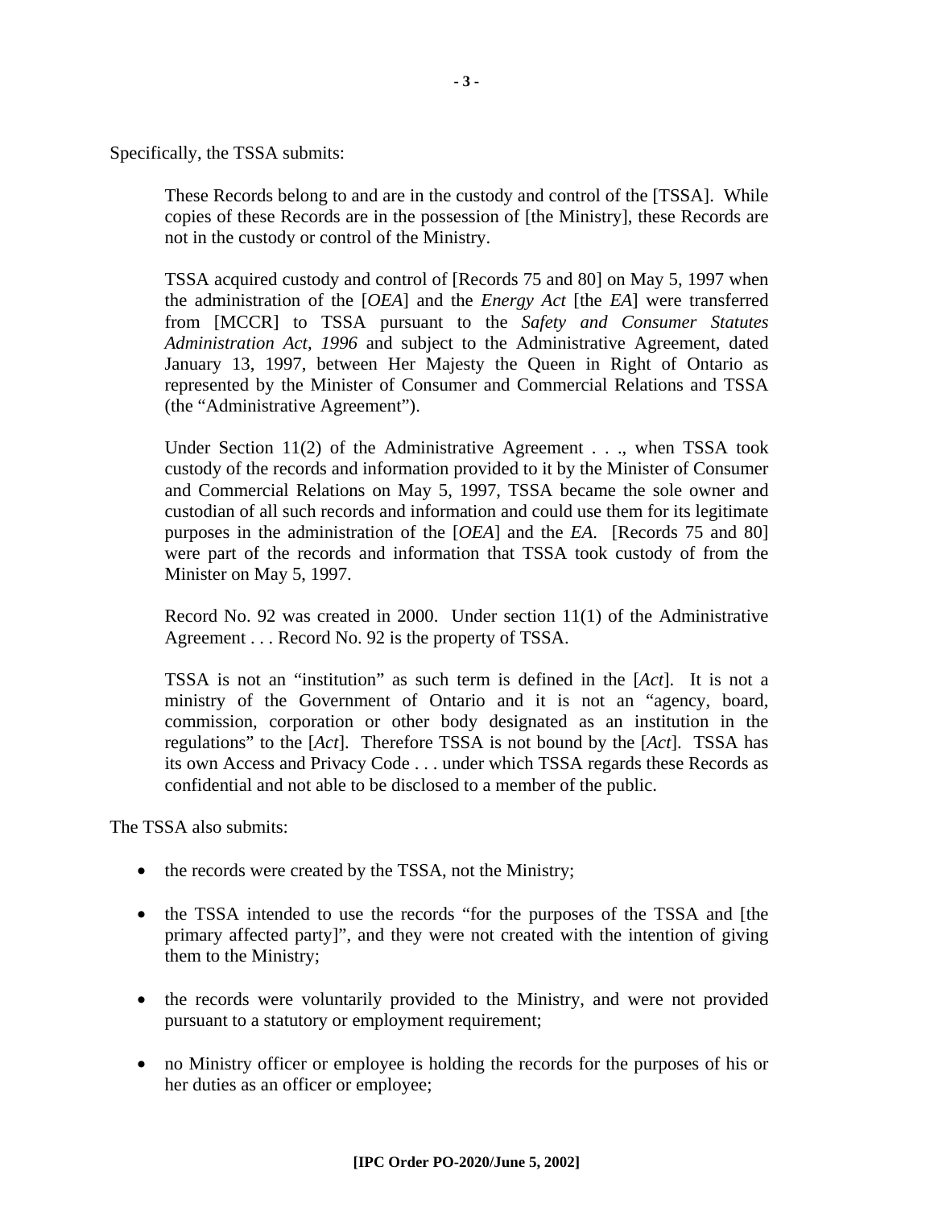Specifically, the TSSA submits:

> These Records belong to and are in the custody and control of the [TSSA]. While copies of these Records are in the possession of [the Ministry], these Records are not in the custody or control of the Ministry.
>
> TSSA acquired custody and control of [Records 75 and 80] on May 5, 1997 when the administration of the [*OEA*] and the *Energy Act* [the *EA*] were transferred from [MCCR] to TSSA pursuant to the *Safety and Consumer Statutes Administration Act, 1996* and subject to the Administrative Agreement, dated January 13, 1997, between Her Majesty the Queen in Right of Ontario as represented by the Minister of Consumer and Commercial Relations and TSSA (the "Administrative Agreement").
>
> Under Section 11(2) of the Administrative Agreement . . ., when TSSA took custody of the records and information provided to it by the Minister of Consumer and Commercial Relations on May 5, 1997, TSSA became the sole owner and custodian of all such records and information and could use them for its legitimate purposes in the administration of the [*OEA*] and the *EA*. [Records 75 and 80] were part of the records and information that TSSA took custody of from the Minister on May 5, 1997.
>
> Record No. 92 was created in 2000. Under section 11(1) of the Administrative Agreement . . . Record No. 92 is the property of TSSA.
>
> TSSA is not an "institution" as such term is defined in the [*Act*]. It is not a ministry of the Government of Ontario and it is not an "agency, board, commission, corporation or other body designated as an institution in the regulations" to the [*Act*]. Therefore TSSA is not bound by the [*Act*]. TSSA has its own Access and Privacy Code . . . under which TSSA regards these Records as confidential and not able to be disclosed to a member of the public.

The TSSA also submits:

- the records were created by the TSSA, not the Ministry;
- the TSSA intended to use the records "for the purposes of the TSSA and [the primary affected party]", and they were not created with the intention of giving them to the Ministry;
- the records were voluntarily provided to the Ministry, and were not provided pursuant to a statutory or employment requirement;
- no Ministry officer or employee is holding the records for the purposes of his or her duties as an officer or employee;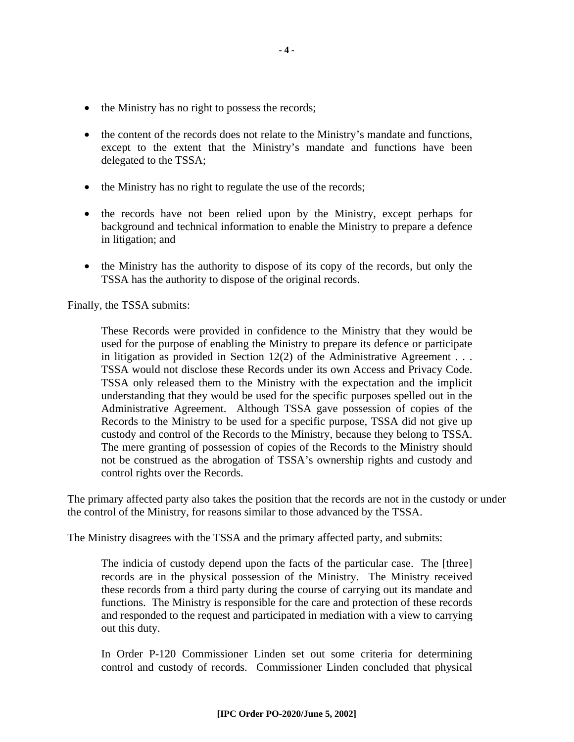- the Ministry has no right to possess the records;
- the content of the records does not relate to the Ministry's mandate and functions, except to the extent that the Ministry's mandate and functions have been delegated to the TSSA;
- the Ministry has no right to regulate the use of the records;
- the records have not been relied upon by the Ministry, except perhaps for background and technical information to enable the Ministry to prepare a defence in litigation; and
- the Ministry has the authority to dispose of its copy of the records, but only the TSSA has the authority to dispose of the original records.

Finally, the TSSA submits:

> These Records were provided in confidence to the Ministry that they would be used for the purpose of enabling the Ministry to prepare its defence or participate in litigation as provided in Section 12(2) of the Administrative Agreement . . . TSSA would not disclose these Records under its own Access and Privacy Code. TSSA only released them to the Ministry with the expectation and the implicit understanding that they would be used for the specific purposes spelled out in the Administrative Agreement. Although TSSA gave possession of copies of the Records to the Ministry to be used for a specific purpose, TSSA did not give up custody and control of the Records to the Ministry, because they belong to TSSA. The mere granting of possession of copies of the Records to the Ministry should not be construed as the abrogation of TSSA's ownership rights and custody and control rights over the Records.

The primary affected party also takes the position that the records are not in the custody or under the control of the Ministry, for reasons similar to those advanced by the TSSA.

The Ministry disagrees with the TSSA and the primary affected party, and submits:

> The indicia of custody depend upon the facts of the particular case. The [three] records are in the physical possession of the Ministry. The Ministry received these records from a third party during the course of carrying out its mandate and functions. The Ministry is responsible for the care and protection of these records and responded to the request and participated in mediation with a view to carrying out this duty.
>
> In Order P-120 Commissioner Linden set out some criteria for determining control and custody of records. Commissioner Linden concluded that physical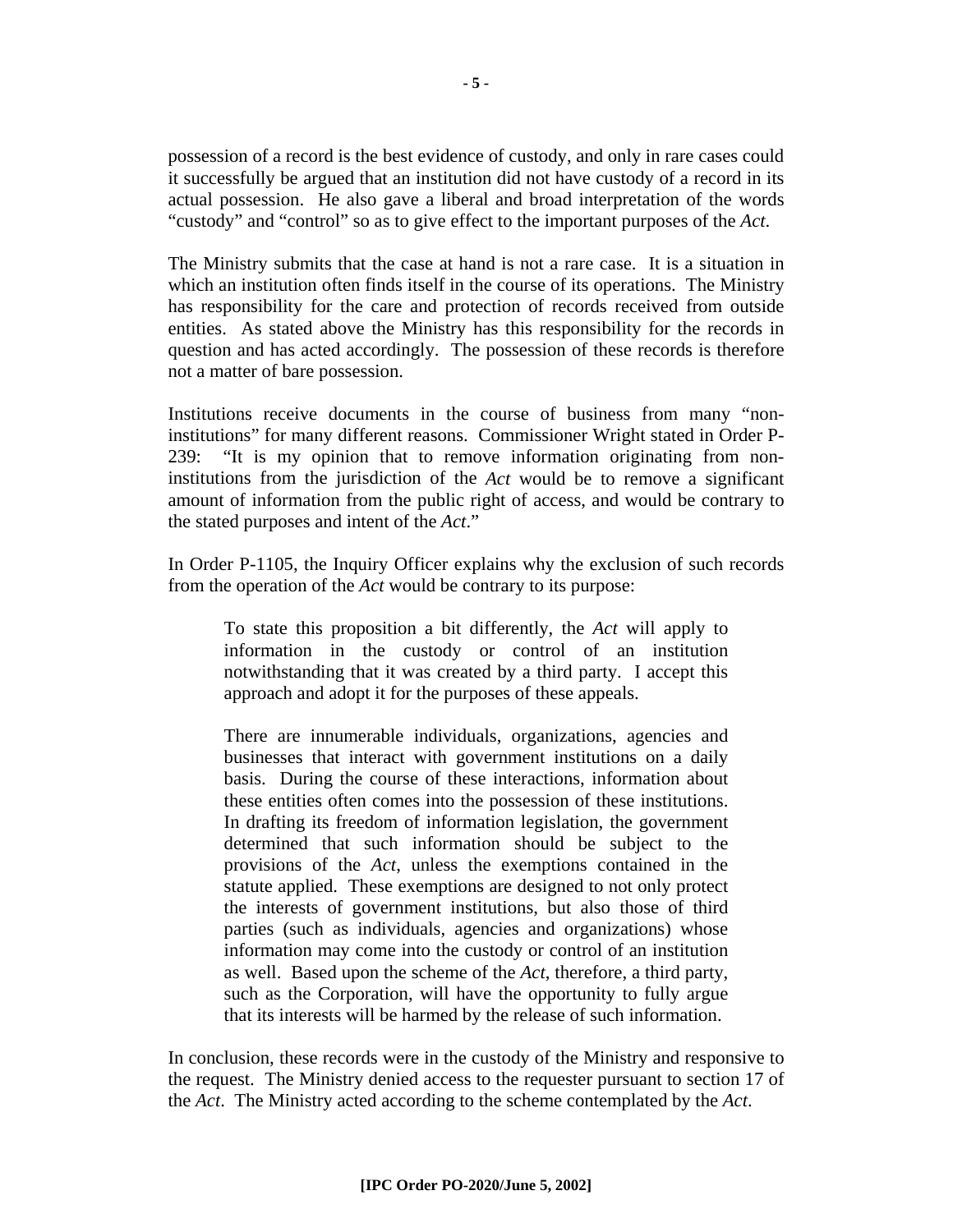possession of a record is the best evidence of custody, and only in rare cases could it successfully be argued that an institution did not have custody of a record in its actual possession. He also gave a liberal and broad interpretation of the words "custody" and "control" so as to give effect to the important purposes of the *Act*.

The Ministry submits that the case at hand is not a rare case. It is a situation in which an institution often finds itself in the course of its operations. The Ministry has responsibility for the care and protection of records received from outside entities. As stated above the Ministry has this responsibility for the records in question and has acted accordingly. The possession of these records is therefore not a matter of bare possession.

Institutions receive documents in the course of business from many "non-institutions" for many different reasons. Commissioner Wright stated in Order P-239: "It is my opinion that to remove information originating from non-institutions from the jurisdiction of the *Act* would be to remove a significant amount of information from the public right of access, and would be contrary to the stated purposes and intent of the *Act*."

In Order P-1105, the Inquiry Officer explains why the exclusion of such records from the operation of the *Act* would be contrary to its purpose:

> To state this proposition a bit differently, the *Act* will apply to information in the custody or control of an institution notwithstanding that it was created by a third party. I accept this approach and adopt it for the purposes of these appeals.
>
> There are innumerable individuals, organizations, agencies and businesses that interact with government institutions on a daily basis. During the course of these interactions, information about these entities often comes into the possession of these institutions. In drafting its freedom of information legislation, the government determined that such information should be subject to the provisions of the *Act*, unless the exemptions contained in the statute applied. These exemptions are designed to not only protect the interests of government institutions, but also those of third parties (such as individuals, agencies and organizations) whose information may come into the custody or control of an institution as well. Based upon the scheme of the *Act*, therefore, a third party, such as the Corporation, will have the opportunity to fully argue that its interests will be harmed by the release of such information.

In conclusion, these records were in the custody of the Ministry and responsive to the request. The Ministry denied access to the requester pursuant to section 17 of the *Act*. The Ministry acted according to the scheme contemplated by the *Act*.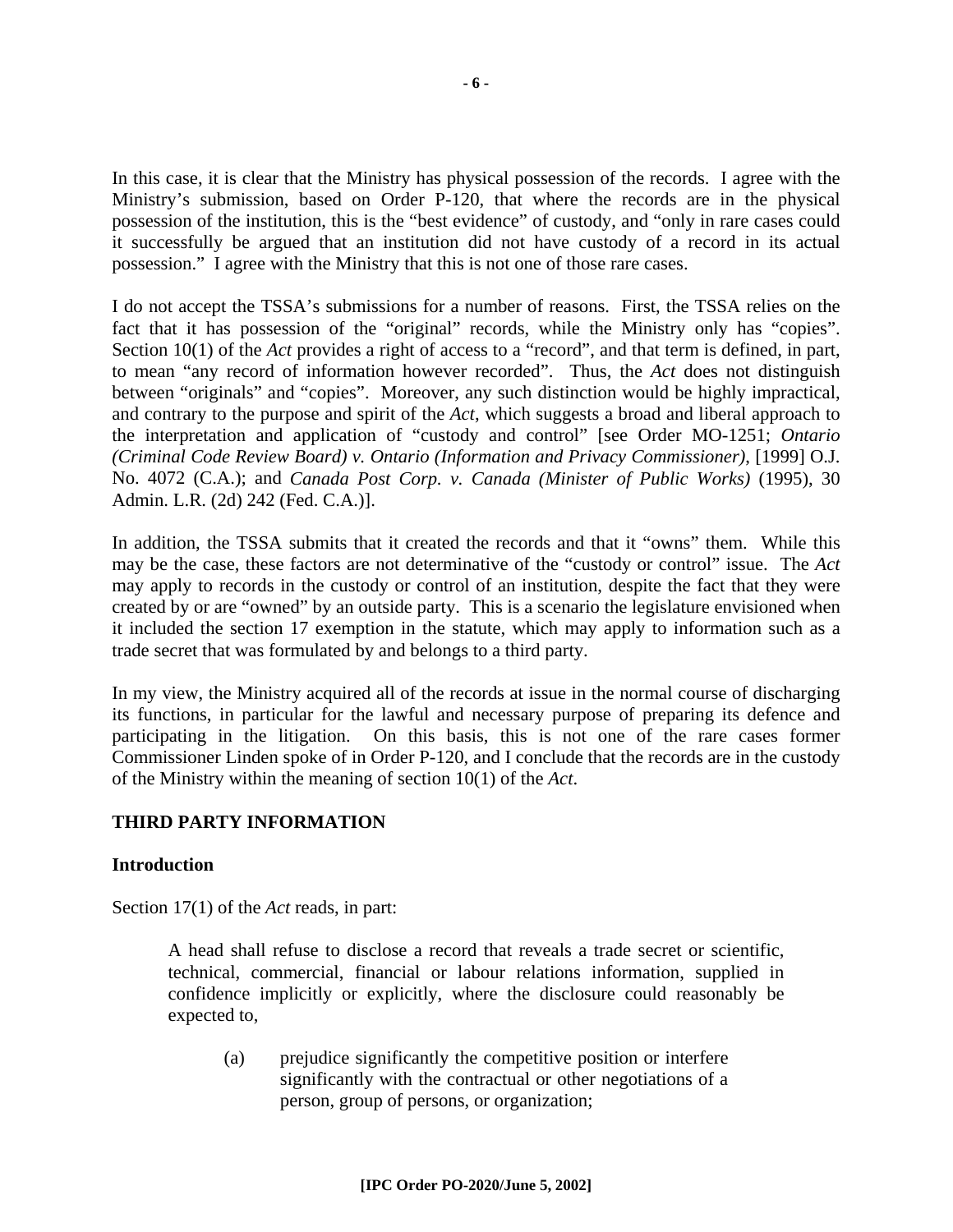In this case, it is clear that the Ministry has physical possession of the records. I agree with the Ministry's submission, based on Order P-120, that where the records are in the physical possession of the institution, this is the "best evidence" of custody, and "only in rare cases could it successfully be argued that an institution did not have custody of a record in its actual possession." I agree with the Ministry that this is not one of those rare cases.

I do not accept the TSSA's submissions for a number of reasons. First, the TSSA relies on the fact that it has possession of the "original" records, while the Ministry only has "copies". Section 10(1) of the *Act* provides a right of access to a "record", and that term is defined, in part, to mean "any record of information however recorded". Thus, the *Act* does not distinguish between "originals" and "copies". Moreover, any such distinction would be highly impractical, and contrary to the purpose and spirit of the *Act*, which suggests a broad and liberal approach to the interpretation and application of "custody and control" [see Order MO-1251; *Ontario (Criminal Code Review Board) v. Ontario (Information and Privacy Commissioner)*, [1999] O.J. No. 4072 (C.A.); and *Canada Post Corp. v. Canada (Minister of Public Works)* (1995), 30 Admin. L.R. (2d) 242 (Fed. C.A.)].

In addition, the TSSA submits that it created the records and that it "owns" them. While this may be the case, these factors are not determinative of the "custody or control" issue. The *Act* may apply to records in the custody or control of an institution, despite the fact that they were created by or are "owned" by an outside party. This is a scenario the legislature envisioned when it included the section 17 exemption in the statute, which may apply to information such as a trade secret that was formulated by and belongs to a third party.

In my view, the Ministry acquired all of the records at issue in the normal course of discharging its functions, in particular for the lawful and necessary purpose of preparing its defence and participating in the litigation. On this basis, this is not one of the rare cases former Commissioner Linden spoke of in Order P-120, and I conclude that the records are in the custody of the Ministry within the meaning of section 10(1) of the *Act*.

## THIRD PARTY INFORMATION

### Introduction

Section 17(1) of the *Act* reads, in part:

> A head shall refuse to disclose a record that reveals a trade secret or scientific, technical, commercial, financial or labour relations information, supplied in confidence implicitly or explicitly, where the disclosure could reasonably be expected to,
>
> (a) prejudice significantly the competitive position or interfere significantly with the contractual or other negotiations of a person, group of persons, or organization;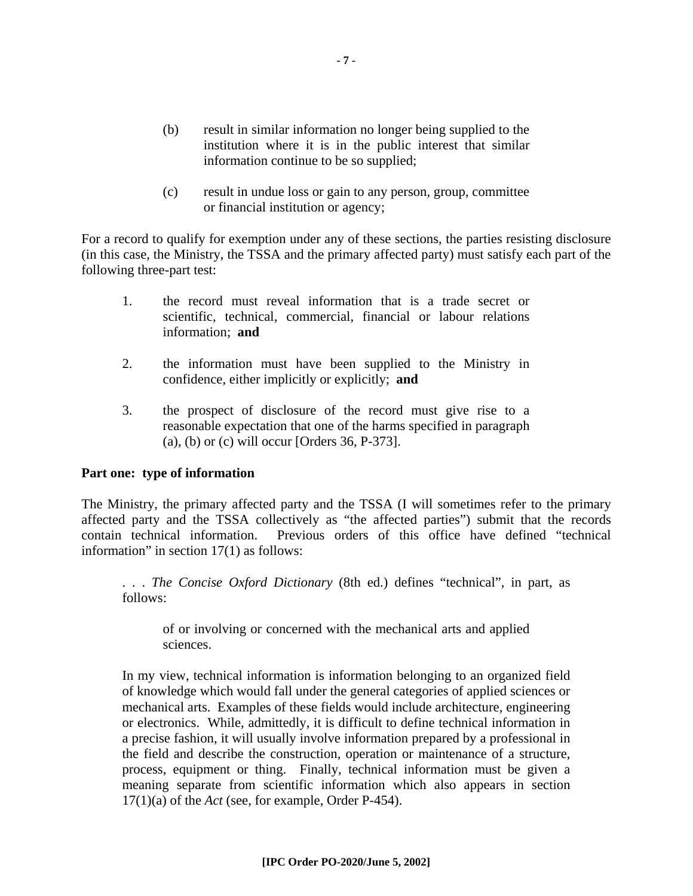(b) result in similar information no longer being supplied to the institution where it is in the public interest that similar information continue to be so supplied;

(c) result in undue loss or gain to any person, group, committee or financial institution or agency;

For a record to qualify for exemption under any of these sections, the parties resisting disclosure (in this case, the Ministry, the TSSA and the primary affected party) must satisfy each part of the following three-part test:

1. the record must reveal information that is a trade secret or scientific, technical, commercial, financial or labour relations information; **and**

2. the information must have been supplied to the Ministry in confidence, either implicitly or explicitly; **and**

3. the prospect of disclosure of the record must give rise to a reasonable expectation that one of the harms specified in paragraph (a), (b) or (c) will occur [Orders 36, P-373].

**Part one: type of information**

The Ministry, the primary affected party and the TSSA (I will sometimes refer to the primary affected party and the TSSA collectively as "the affected parties") submit that the records contain technical information. Previous orders of this office have defined "technical information" in section 17(1) as follows:

> . . . *The Concise Oxford Dictionary* (8th ed.) defines "technical", in part, as follows:
>
> > of or involving or concerned with the mechanical arts and applied sciences.
>
> In my view, technical information is information belonging to an organized field of knowledge which would fall under the general categories of applied sciences or mechanical arts. Examples of these fields would include architecture, engineering or electronics. While, admittedly, it is difficult to define technical information in a precise fashion, it will usually involve information prepared by a professional in the field and describe the construction, operation or maintenance of a structure, process, equipment or thing. Finally, technical information must be given a meaning separate from scientific information which also appears in section 17(1)(a) of the *Act* (see, for example, Order P-454).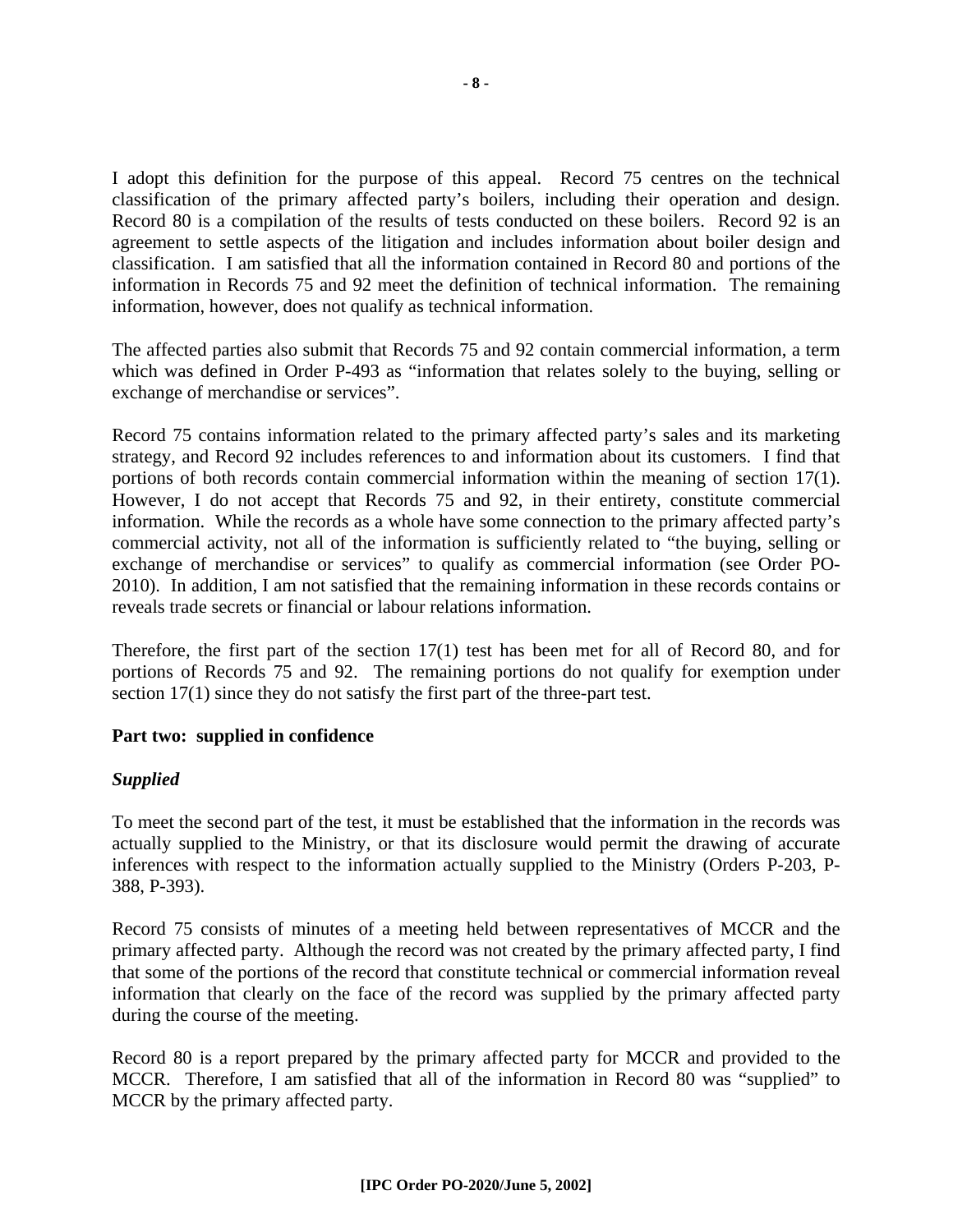I adopt this definition for the purpose of this appeal. Record 75 centres on the technical classification of the primary affected party's boilers, including their operation and design. Record 80 is a compilation of the results of tests conducted on these boilers. Record 92 is an agreement to settle aspects of the litigation and includes information about boiler design and classification. I am satisfied that all the information contained in Record 80 and portions of the information in Records 75 and 92 meet the definition of technical information. The remaining information, however, does not qualify as technical information.

The affected parties also submit that Records 75 and 92 contain commercial information, a term which was defined in Order P-493 as "information that relates solely to the buying, selling or exchange of merchandise or services".

Record 75 contains information related to the primary affected party's sales and its marketing strategy, and Record 92 includes references to and information about its customers. I find that portions of both records contain commercial information within the meaning of section 17(1). However, I do not accept that Records 75 and 92, in their entirety, constitute commercial information. While the records as a whole have some connection to the primary affected party's commercial activity, not all of the information is sufficiently related to "the buying, selling or exchange of merchandise or services" to qualify as commercial information (see Order PO-2010). In addition, I am not satisfied that the remaining information in these records contains or reveals trade secrets or financial or labour relations information.

Therefore, the first part of the section 17(1) test has been met for all of Record 80, and for portions of Records 75 and 92. The remaining portions do not qualify for exemption under section 17(1) since they do not satisfy the first part of the three-part test.

**Part two: supplied in confidence**

***Supplied***

To meet the second part of the test, it must be established that the information in the records was actually supplied to the Ministry, or that its disclosure would permit the drawing of accurate inferences with respect to the information actually supplied to the Ministry (Orders P-203, P-388, P-393).

Record 75 consists of minutes of a meeting held between representatives of MCCR and the primary affected party. Although the record was not created by the primary affected party, I find that some of the portions of the record that constitute technical or commercial information reveal information that clearly on the face of the record was supplied by the primary affected party during the course of the meeting.

Record 80 is a report prepared by the primary affected party for MCCR and provided to the MCCR. Therefore, I am satisfied that all of the information in Record 80 was "supplied" to MCCR by the primary affected party.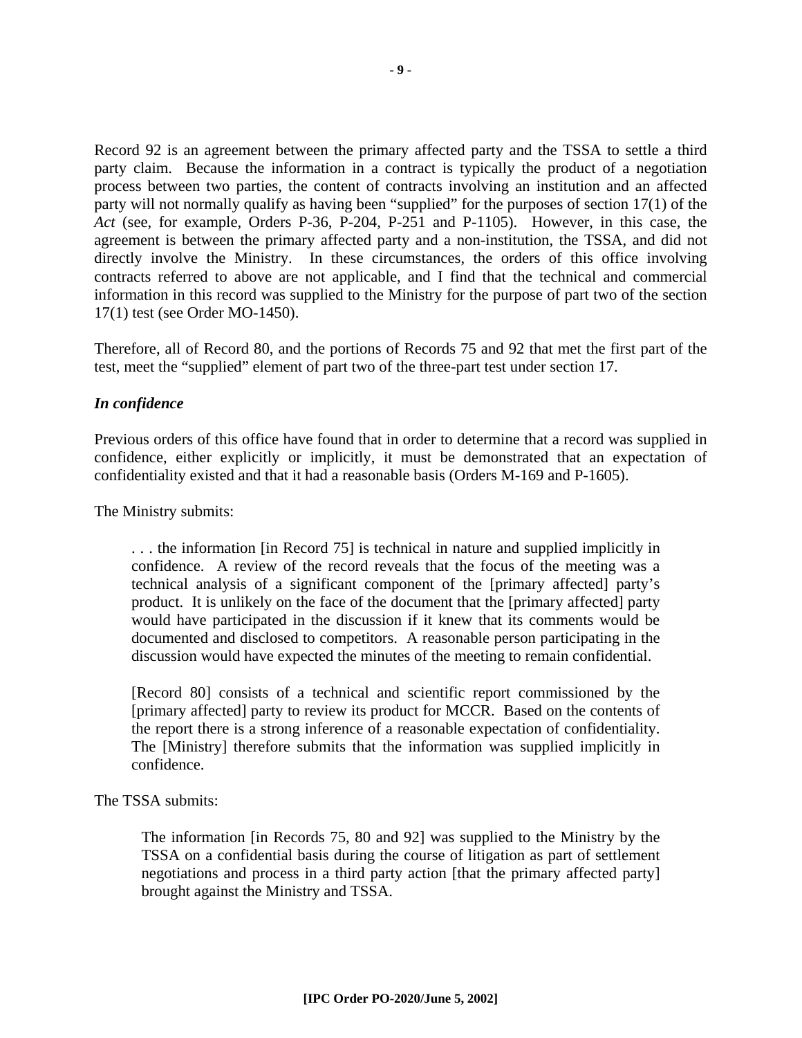Record 92 is an agreement between the primary affected party and the TSSA to settle a third party claim. Because the information in a contract is typically the product of a negotiation process between two parties, the content of contracts involving an institution and an affected party will not normally qualify as having been "supplied" for the purposes of section 17(1) of the *Act* (see, for example, Orders P-36, P-204, P-251 and P-1105). However, in this case, the agreement is between the primary affected party and a non-institution, the TSSA, and did not directly involve the Ministry. In these circumstances, the orders of this office involving contracts referred to above are not applicable, and I find that the technical and commercial information in this record was supplied to the Ministry for the purpose of part two of the section 17(1) test (see Order MO-1450).

Therefore, all of Record 80, and the portions of Records 75 and 92 that met the first part of the test, meet the "supplied" element of part two of the three-part test under section 17.

***In confidence***

Previous orders of this office have found that in order to determine that a record was supplied in confidence, either explicitly or implicitly, it must be demonstrated that an expectation of confidentiality existed and that it had a reasonable basis (Orders M-169 and P-1605).

The Ministry submits:

> . . . the information [in Record 75] is technical in nature and supplied implicitly in confidence. A review of the record reveals that the focus of the meeting was a technical analysis of a significant component of the [primary affected] party's product. It is unlikely on the face of the document that the [primary affected] party would have participated in the discussion if it knew that its comments would be documented and disclosed to competitors. A reasonable person participating in the discussion would have expected the minutes of the meeting to remain confidential.
>
> [Record 80] consists of a technical and scientific report commissioned by the [primary affected] party to review its product for MCCR. Based on the contents of the report there is a strong inference of a reasonable expectation of confidentiality. The [Ministry] therefore submits that the information was supplied implicitly in confidence.

The TSSA submits:

> The information [in Records 75, 80 and 92] was supplied to the Ministry by the TSSA on a confidential basis during the course of litigation as part of settlement negotiations and process in a third party action [that the primary affected party] brought against the Ministry and TSSA.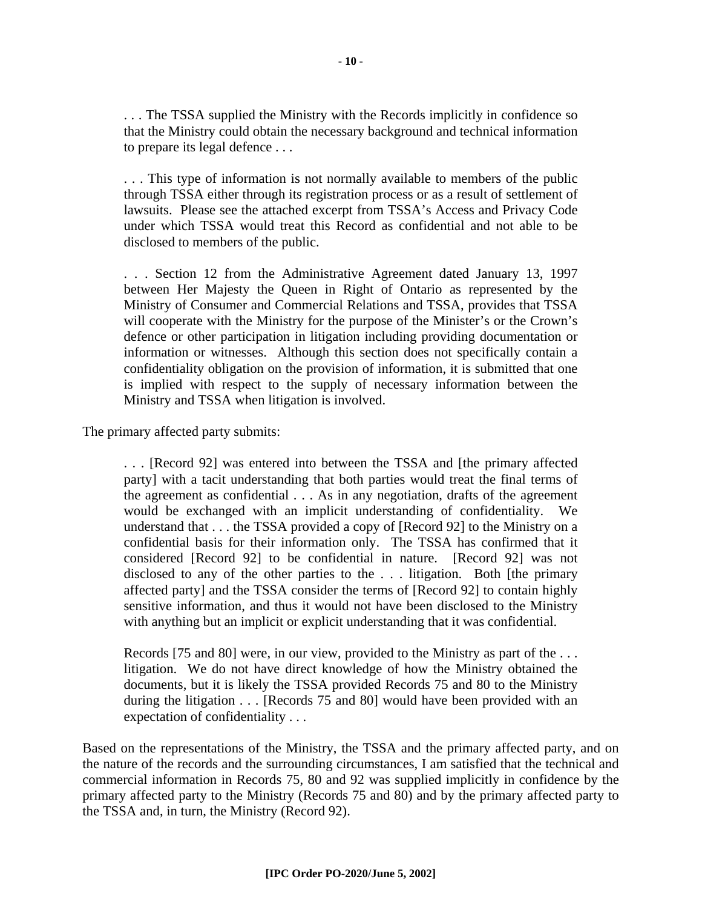> . . . The TSSA supplied the Ministry with the Records implicitly in confidence so that the Ministry could obtain the necessary background and technical information to prepare its legal defence . . .
>
> . . . This type of information is not normally available to members of the public through TSSA either through its registration process or as a result of settlement of lawsuits. Please see the attached excerpt from TSSA's Access and Privacy Code under which TSSA would treat this Record as confidential and not able to be disclosed to members of the public.
>
> . . . Section 12 from the Administrative Agreement dated January 13, 1997 between Her Majesty the Queen in Right of Ontario as represented by the Ministry of Consumer and Commercial Relations and TSSA, provides that TSSA will cooperate with the Ministry for the purpose of the Minister's or the Crown's defence or other participation in litigation including providing documentation or information or witnesses. Although this section does not specifically contain a confidentiality obligation on the provision of information, it is submitted that one is implied with respect to the supply of necessary information between the Ministry and TSSA when litigation is involved.

The primary affected party submits:

> . . . [Record 92] was entered into between the TSSA and [the primary affected party] with a tacit understanding that both parties would treat the final terms of the agreement as confidential . . . As in any negotiation, drafts of the agreement would be exchanged with an implicit understanding of confidentiality. We understand that . . . the TSSA provided a copy of [Record 92] to the Ministry on a confidential basis for their information only. The TSSA has confirmed that it considered [Record 92] to be confidential in nature. [Record 92] was not disclosed to any of the other parties to the . . . litigation. Both [the primary affected party] and the TSSA consider the terms of [Record 92] to contain highly sensitive information, and thus it would not have been disclosed to the Ministry with anything but an implicit or explicit understanding that it was confidential.
>
> Records [75 and 80] were, in our view, provided to the Ministry as part of the . . . litigation. We do not have direct knowledge of how the Ministry obtained the documents, but it is likely the TSSA provided Records 75 and 80 to the Ministry during the litigation . . . [Records 75 and 80] would have been provided with an expectation of confidentiality . . .

Based on the representations of the Ministry, the TSSA and the primary affected party, and on the nature of the records and the surrounding circumstances, I am satisfied that the technical and commercial information in Records 75, 80 and 92 was supplied implicitly in confidence by the primary affected party to the Ministry (Records 75 and 80) and by the primary affected party to the TSSA and, in turn, the Ministry (Record 92).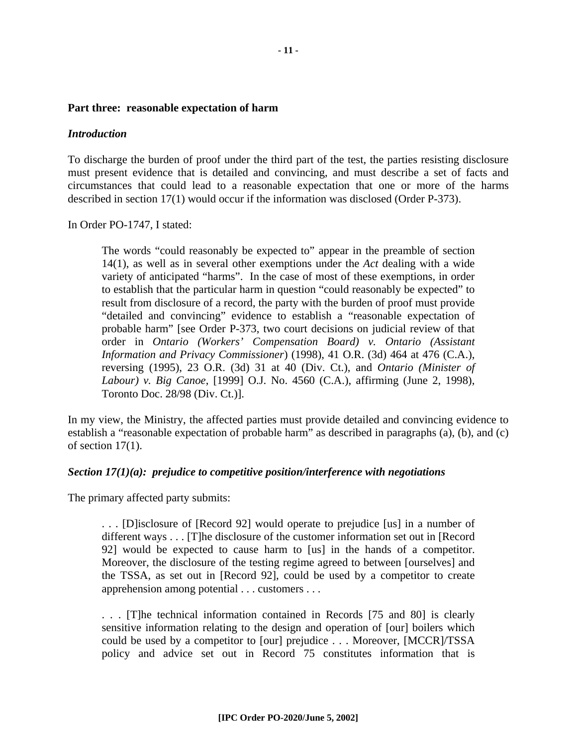**Part three: reasonable expectation of harm**

***Introduction***

To discharge the burden of proof under the third part of the test, the parties resisting disclosure must present evidence that is detailed and convincing, and must describe a set of facts and circumstances that could lead to a reasonable expectation that one or more of the harms described in section 17(1) would occur if the information was disclosed (Order P-373).

In Order PO-1747, I stated:

> The words "could reasonably be expected to" appear in the preamble of section 14(1), as well as in several other exemptions under the *Act* dealing with a wide variety of anticipated "harms". In the case of most of these exemptions, in order to establish that the particular harm in question "could reasonably be expected" to result from disclosure of a record, the party with the burden of proof must provide "detailed and convincing" evidence to establish a "reasonable expectation of probable harm" [see Order P-373, two court decisions on judicial review of that order in *Ontario (Workers' Compensation Board) v. Ontario (Assistant Information and Privacy Commissioner*) (1998), 41 O.R. (3d) 464 at 476 (C.A.), reversing (1995), 23 O.R. (3d) 31 at 40 (Div. Ct.), and *Ontario (Minister of Labour) v. Big Canoe*, [1999] O.J. No. 4560 (C.A.), affirming (June 2, 1998), Toronto Doc. 28/98 (Div. Ct.)].

In my view, the Ministry, the affected parties must provide detailed and convincing evidence to establish a "reasonable expectation of probable harm" as described in paragraphs (a), (b), and (c) of section 17(1).

***Section 17(1)(a): prejudice to competitive position/interference with negotiations***

The primary affected party submits:

> . . . [D]isclosure of [Record 92] would operate to prejudice [us] in a number of different ways . . . [T]he disclosure of the customer information set out in [Record 92] would be expected to cause harm to [us] in the hands of a competitor. Moreover, the disclosure of the testing regime agreed to between [ourselves] and the TSSA, as set out in [Record 92], could be used by a competitor to create apprehension among potential . . . customers . . .
>
> . . . [T]he technical information contained in Records [75 and 80] is clearly sensitive information relating to the design and operation of [our] boilers which could be used by a competitor to [our] prejudice . . . Moreover, [MCCR]/TSSA policy and advice set out in Record 75 constitutes information that is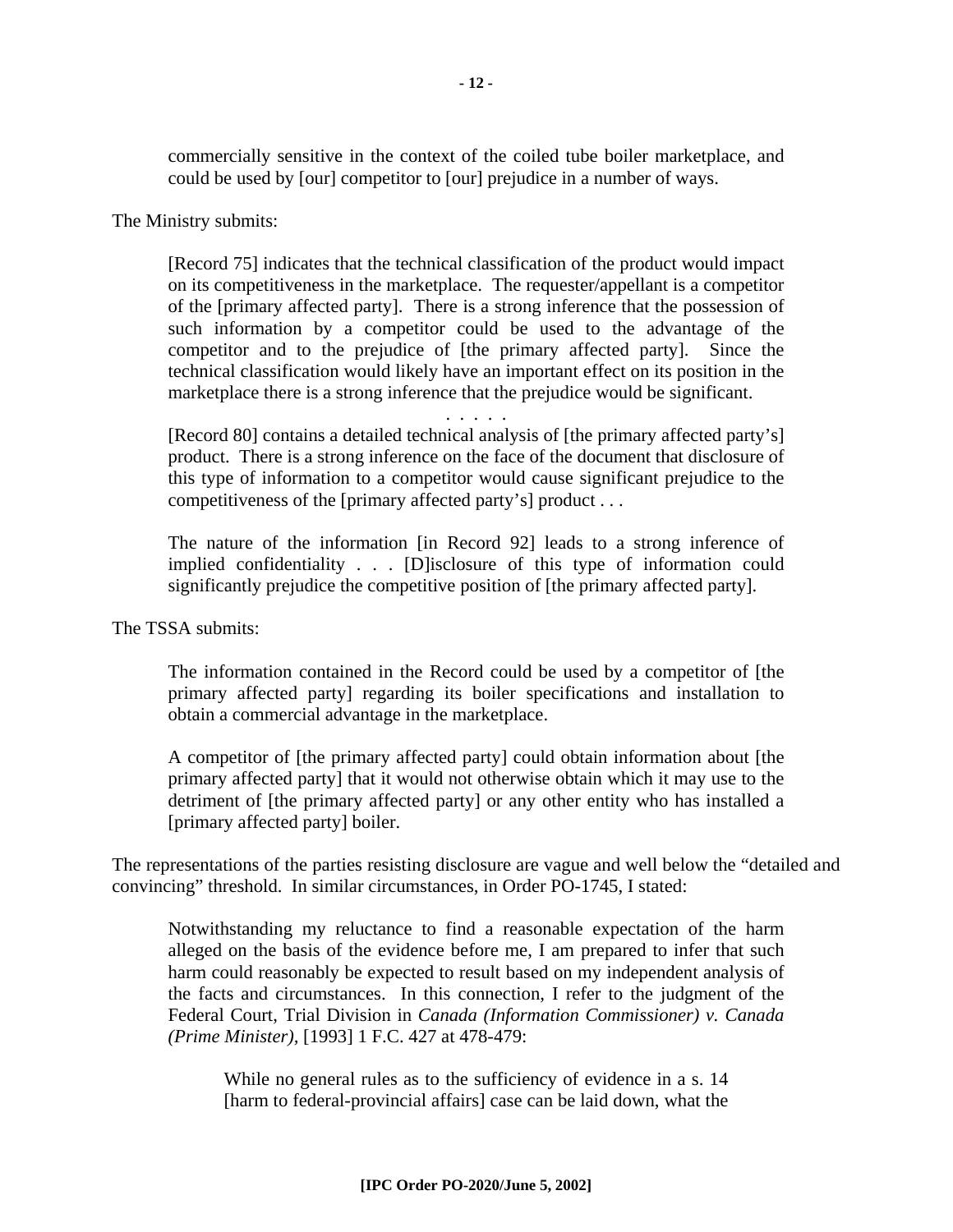> commercially sensitive in the context of the coiled tube boiler marketplace, and could be used by [our] competitor to [our] prejudice in a number of ways.

The Ministry submits:

> [Record 75] indicates that the technical classification of the product would impact on its competitiveness in the marketplace. The requester/appellant is a competitor of the [primary affected party]. There is a strong inference that the possession of such information by a competitor could be used to the advantage of the competitor and to the prejudice of [the primary affected party]. Since the technical classification would likely have an important effect on its position in the marketplace there is a strong inference that the prejudice would be significant.
>
> . . . . .
>
> [Record 80] contains a detailed technical analysis of [the primary affected party's] product. There is a strong inference on the face of the document that disclosure of this type of information to a competitor would cause significant prejudice to the competitiveness of the [primary affected party's] product . . .
>
> The nature of the information [in Record 92] leads to a strong inference of implied confidentiality . . . [D]isclosure of this type of information could significantly prejudice the competitive position of [the primary affected party].

The TSSA submits:

> The information contained in the Record could be used by a competitor of [the primary affected party] regarding its boiler specifications and installation to obtain a commercial advantage in the marketplace.
>
> A competitor of [the primary affected party] could obtain information about [the primary affected party] that it would not otherwise obtain which it may use to the detriment of [the primary affected party] or any other entity who has installed a [primary affected party] boiler.

The representations of the parties resisting disclosure are vague and well below the "detailed and convincing" threshold. In similar circumstances, in Order PO-1745, I stated:

> Notwithstanding my reluctance to find a reasonable expectation of the harm alleged on the basis of the evidence before me, I am prepared to infer that such harm could reasonably be expected to result based on my independent analysis of the facts and circumstances. In this connection, I refer to the judgment of the Federal Court, Trial Division in *Canada (Information Commissioner) v. Canada (Prime Minister)*, [1993] 1 F.C. 427 at 478-479:
>
>> While no general rules as to the sufficiency of evidence in a s. 14 [harm to federal-provincial affairs] case can be laid down, what the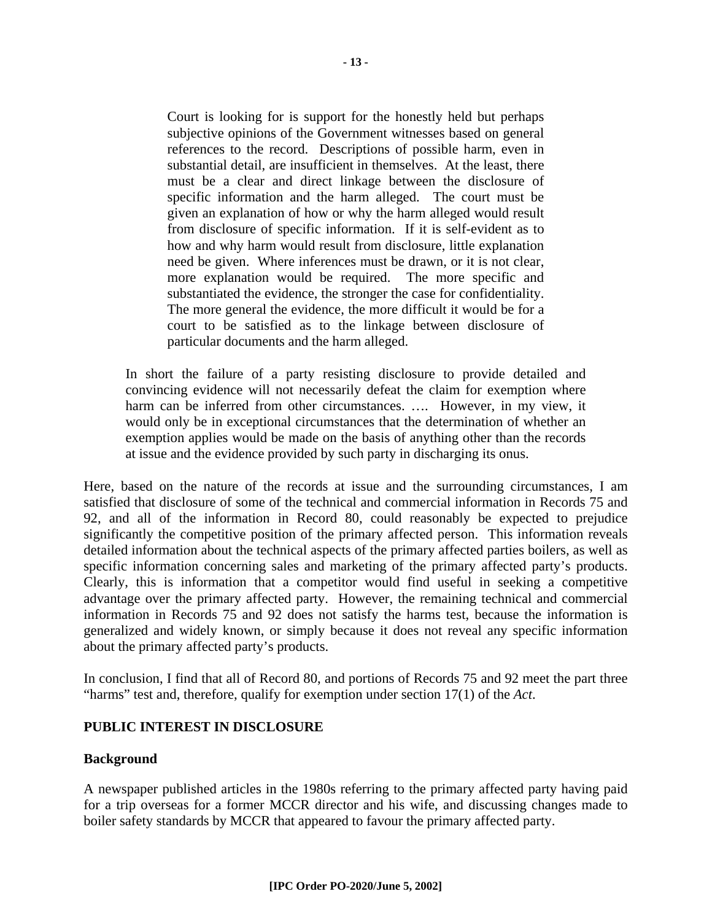> Court is looking for is support for the honestly held but perhaps subjective opinions of the Government witnesses based on general references to the record. Descriptions of possible harm, even in substantial detail, are insufficient in themselves. At the least, there must be a clear and direct linkage between the disclosure of specific information and the harm alleged. The court must be given an explanation of how or why the harm alleged would result from disclosure of specific information. If it is self-evident as to how and why harm would result from disclosure, little explanation need be given. Where inferences must be drawn, or it is not clear, more explanation would be required. The more specific and substantiated the evidence, the stronger the case for confidentiality. The more general the evidence, the more difficult it would be for a court to be satisfied as to the linkage between disclosure of particular documents and the harm alleged.

> In short the failure of a party resisting disclosure to provide detailed and convincing evidence will not necessarily defeat the claim for exemption where harm can be inferred from other circumstances. …. However, in my view, it would only be in exceptional circumstances that the determination of whether an exemption applies would be made on the basis of anything other than the records at issue and the evidence provided by such party in discharging its onus.

Here, based on the nature of the records at issue and the surrounding circumstances, I am satisfied that disclosure of some of the technical and commercial information in Records 75 and 92, and all of the information in Record 80, could reasonably be expected to prejudice significantly the competitive position of the primary affected person. This information reveals detailed information about the technical aspects of the primary affected parties boilers, as well as specific information concerning sales and marketing of the primary affected party's products. Clearly, this is information that a competitor would find useful in seeking a competitive advantage over the primary affected party. However, the remaining technical and commercial information in Records 75 and 92 does not satisfy the harms test, because the information is generalized and widely known, or simply because it does not reveal any specific information about the primary affected party's products.

In conclusion, I find that all of Record 80, and portions of Records 75 and 92 meet the part three "harms" test and, therefore, qualify for exemption under section 17(1) of the *Act*.

## PUBLIC INTEREST IN DISCLOSURE

### Background

A newspaper published articles in the 1980s referring to the primary affected party having paid for a trip overseas for a former MCCR director and his wife, and discussing changes made to boiler safety standards by MCCR that appeared to favour the primary affected party.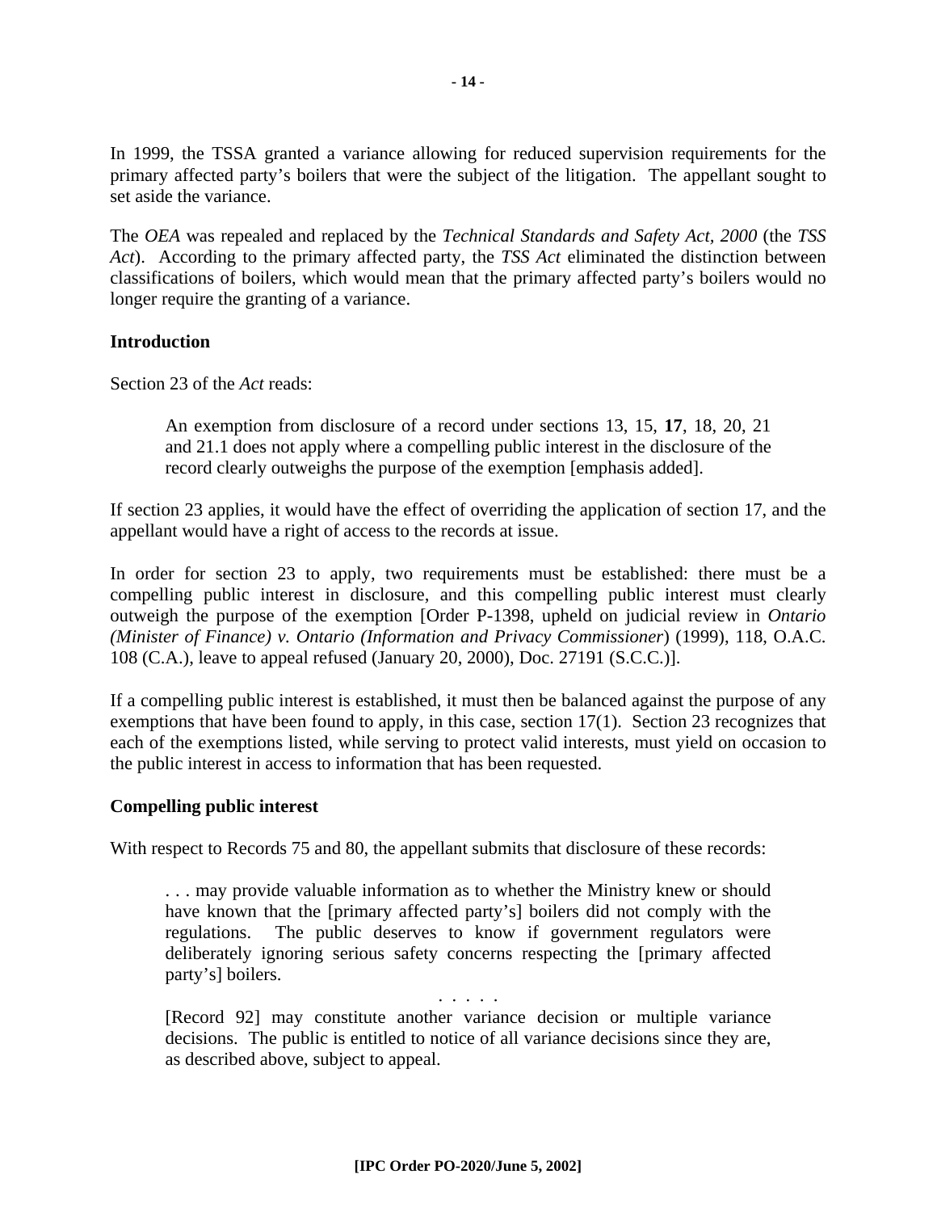In 1999, the TSSA granted a variance allowing for reduced supervision requirements for the primary affected party's boilers that were the subject of the litigation. The appellant sought to set aside the variance.

The *OEA* was repealed and replaced by the *Technical Standards and Safety Act, 2000* (the *TSS Act*). According to the primary affected party, the *TSS Act* eliminated the distinction between classifications of boilers, which would mean that the primary affected party's boilers would no longer require the granting of a variance.

**Introduction**

Section 23 of the *Act* reads:

> An exemption from disclosure of a record under sections 13, 15, **17**, 18, 20, 21 and 21.1 does not apply where a compelling public interest in the disclosure of the record clearly outweighs the purpose of the exemption [emphasis added].

If section 23 applies, it would have the effect of overriding the application of section 17, and the appellant would have a right of access to the records at issue.

In order for section 23 to apply, two requirements must be established: there must be a compelling public interest in disclosure, and this compelling public interest must clearly outweigh the purpose of the exemption [Order P-1398, upheld on judicial review in *Ontario (Minister of Finance) v. Ontario (Information and Privacy Commissioner*) (1999), 118, O.A.C. 108 (C.A.), leave to appeal refused (January 20, 2000), Doc. 27191 (S.C.C.)].

If a compelling public interest is established, it must then be balanced against the purpose of any exemptions that have been found to apply, in this case, section 17(1). Section 23 recognizes that each of the exemptions listed, while serving to protect valid interests, must yield on occasion to the public interest in access to information that has been requested.

**Compelling public interest**

With respect to Records 75 and 80, the appellant submits that disclosure of these records:

> . . . may provide valuable information as to whether the Ministry knew or should have known that the [primary affected party's] boilers did not comply with the regulations. The public deserves to know if government regulators were deliberately ignoring serious safety concerns respecting the [primary affected party's] boilers.
>
> . . . . .
>
> [Record 92] may constitute another variance decision or multiple variance decisions. The public is entitled to notice of all variance decisions since they are, as described above, subject to appeal.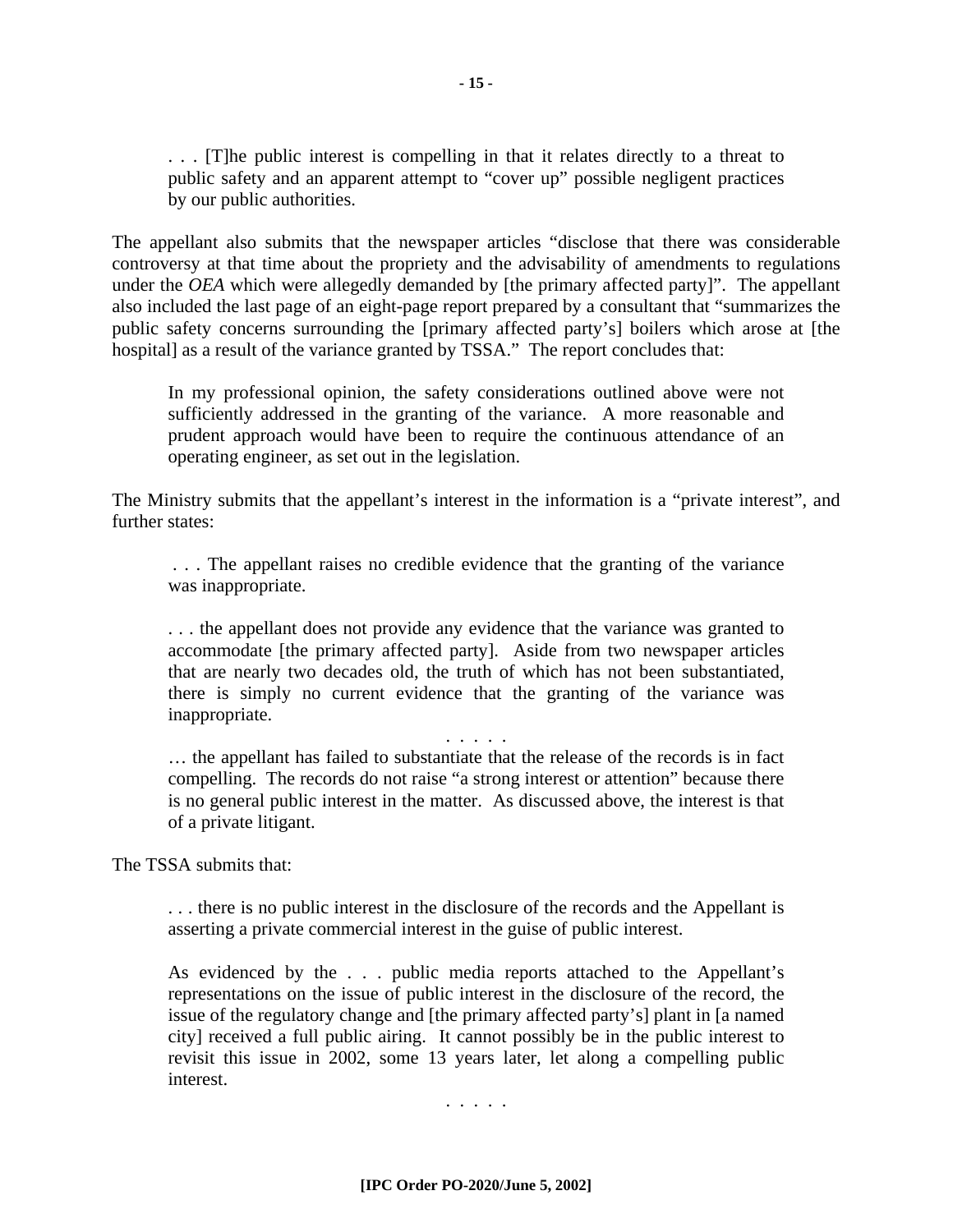> . . . [T]he public interest is compelling in that it relates directly to a threat to public safety and an apparent attempt to "cover up" possible negligent practices by our public authorities.

The appellant also submits that the newspaper articles "disclose that there was considerable controversy at that time about the propriety and the advisability of amendments to regulations under the *OEA* which were allegedly demanded by [the primary affected party]". The appellant also included the last page of an eight-page report prepared by a consultant that "summarizes the public safety concerns surrounding the [primary affected party's] boilers which arose at [the hospital] as a result of the variance granted by TSSA." The report concludes that:

> In my professional opinion, the safety considerations outlined above were not sufficiently addressed in the granting of the variance. A more reasonable and prudent approach would have been to require the continuous attendance of an operating engineer, as set out in the legislation.

The Ministry submits that the appellant's interest in the information is a "private interest", and further states:

> . . . The appellant raises no credible evidence that the granting of the variance was inappropriate.
>
> . . . the appellant does not provide any evidence that the variance was granted to accommodate [the primary affected party]. Aside from two newspaper articles that are nearly two decades old, the truth of which has not been substantiated, there is simply no current evidence that the granting of the variance was inappropriate.
>
> . . . . .
>
> … the appellant has failed to substantiate that the release of the records is in fact compelling. The records do not raise "a strong interest or attention" because there is no general public interest in the matter. As discussed above, the interest is that of a private litigant.

The TSSA submits that:

> . . . there is no public interest in the disclosure of the records and the Appellant is asserting a private commercial interest in the guise of public interest.
>
> As evidenced by the . . . public media reports attached to the Appellant's representations on the issue of public interest in the disclosure of the record, the issue of the regulatory change and [the primary affected party's] plant in [a named city] received a full public airing. It cannot possibly be in the public interest to revisit this issue in 2002, some 13 years later, let along a compelling public interest.
>
> . . . . .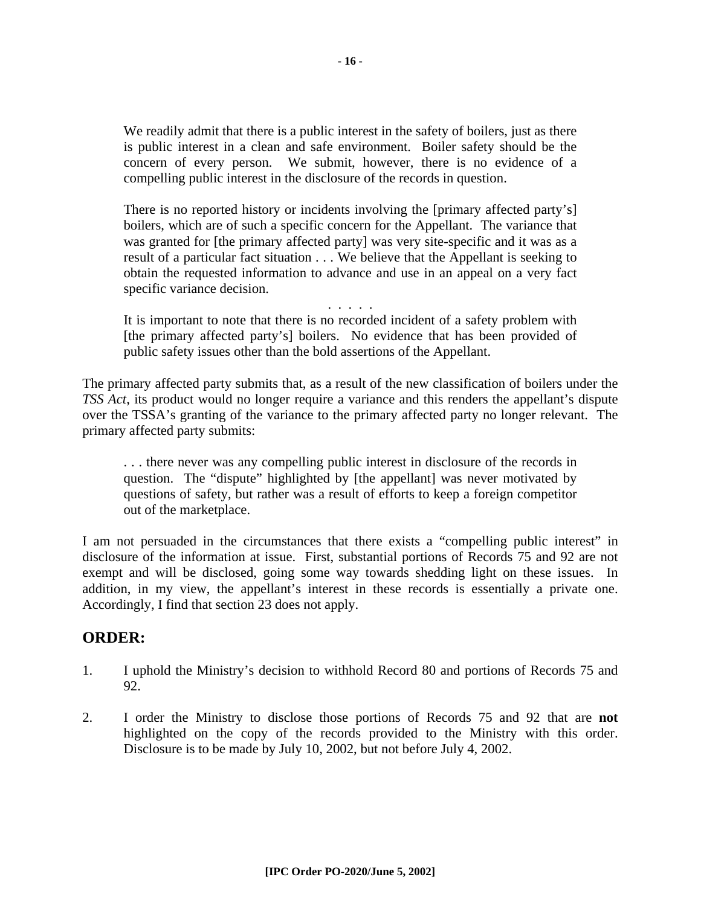> We readily admit that there is a public interest in the safety of boilers, just as there is public interest in a clean and safe environment. Boiler safety should be the concern of every person. We submit, however, there is no evidence of a compelling public interest in the disclosure of the records in question.
>
> There is no reported history or incidents involving the [primary affected party's] boilers, which are of such a specific concern for the Appellant. The variance that was granted for [the primary affected party] was very site-specific and it was as a result of a particular fact situation . . . We believe that the Appellant is seeking to obtain the requested information to advance and use in an appeal on a very fact specific variance decision.
>
> . . . . .
>
> It is important to note that there is no recorded incident of a safety problem with [the primary affected party's] boilers. No evidence that has been provided of public safety issues other than the bold assertions of the Appellant.

The primary affected party submits that, as a result of the new classification of boilers under the *TSS Act*, its product would no longer require a variance and this renders the appellant's dispute over the TSSA's granting of the variance to the primary affected party no longer relevant. The primary affected party submits:

> . . . there never was any compelling public interest in disclosure of the records in question. The "dispute" highlighted by [the appellant] was never motivated by questions of safety, but rather was a result of efforts to keep a foreign competitor out of the marketplace.

I am not persuaded in the circumstances that there exists a "compelling public interest" in disclosure of the information at issue. First, substantial portions of Records 75 and 92 are not exempt and will be disclosed, going some way towards shedding light on these issues. In addition, in my view, the appellant's interest in these records is essentially a private one. Accordingly, I find that section 23 does not apply.

## ORDER:

1. I uphold the Ministry's decision to withhold Record 80 and portions of Records 75 and 92.

2. I order the Ministry to disclose those portions of Records 75 and 92 that are **not** highlighted on the copy of the records provided to the Ministry with this order. Disclosure is to be made by July 10, 2002, but not before July 4, 2002.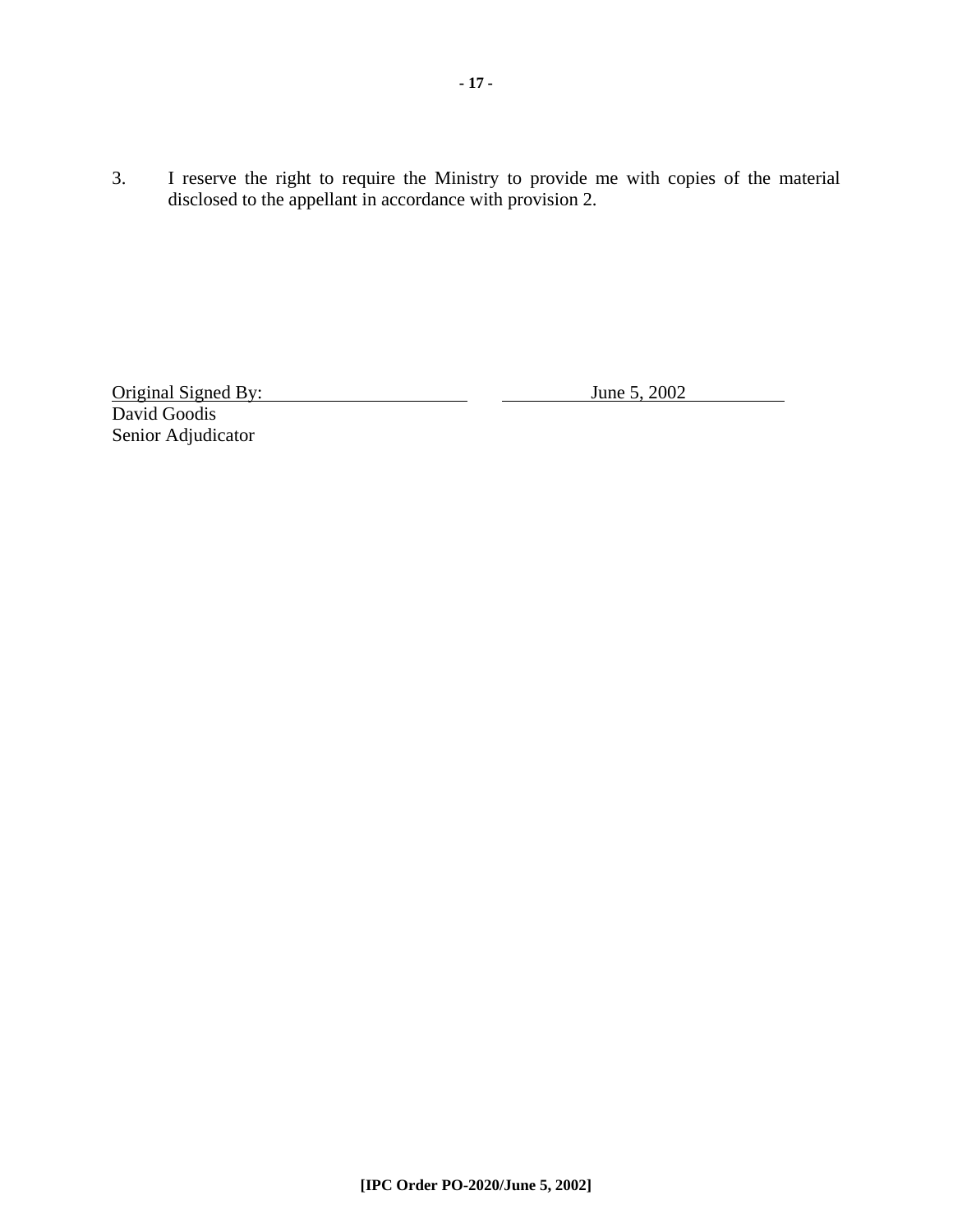3. I reserve the right to require the Ministry to provide me with copies of the material disclosed to the appellant in accordance with provision 2.

Original Signed By: June 5, 2002
David Goodis
Senior Adjudicator